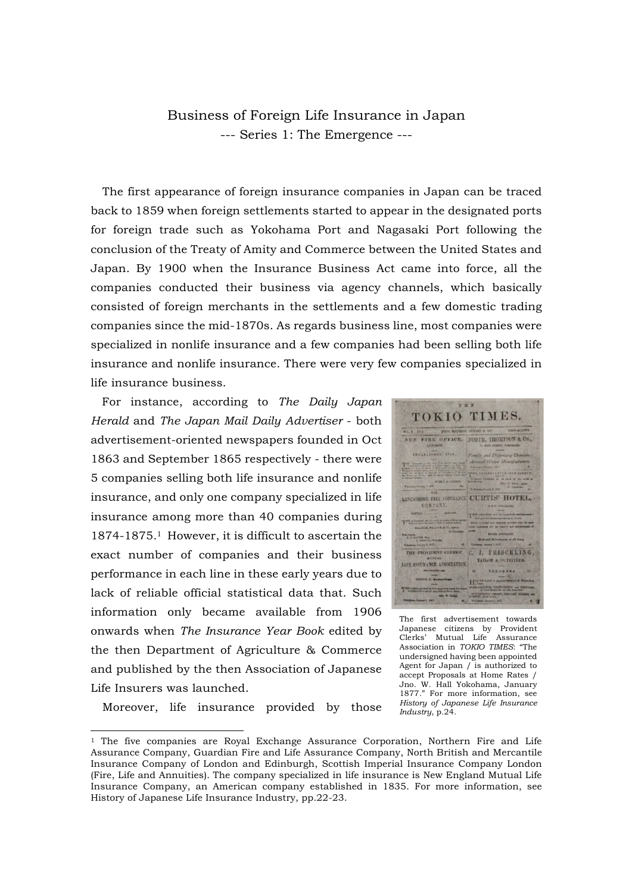# Business of Foreign Life Insurance in Japan

## --- Series 1: The Emergence ---

The first appearance of foreign insurance companies in Japan can be traced back to 1859 when foreign settlements started to appear in the designated ports for foreign trade such as Yokohama Port and Nagasaki Port following the conclusion of the Treaty of Amity and Commerce between the United States and Japan. By 1900 when the Insurance Business Act came into force, all the companies conducted their business via agency channels, which basically consisted of foreign merchants in the settlements and a few domestic trading companies since the mid-1870s. As regards business line, most companies were specialized in nonlife insurance and a few companies had been selling both life insurance and nonlife insurance. There were very few companies specialized in life insurance business.

For instance, according to *The Daily Japan Herald* and *The Japan Mail Daily Advertiser* - both advertisement-oriented newspapers founded in Oct 1863 and September 1865 respectively - there were 5 companies selling both life insurance and nonlife insurance, and only one company specialized in life insurance among more than 40 companies during 1874-1875.[1] However, it is difficult to ascertain the exact number of companies and their business performance in each line in these early years due to lack of reliable official statistical data that. Such information only became available from 1906 onwards when *The Insurance Year Book* edited by the then Department of Agriculture & Commerce and published by the then Association of Japanese Life Insurers was launched.

The first advertisement towards Japanese citizens by Provident Clerks' Mutual Life Assurance Association in *TOKIO TIMES*: "The undersigned having been appointed Agent for Japan / is authorized to accept Proposals at Home Rates / Jno. W. Hall Yokohama, January 1877." For more information, see *History of Japanese Life Insurance Industry*, p.24.

Moreover, life insurance provided by those

---

[1] The five companies are Royal Exchange Assurance Corporation, Northern Fire and Life Assurance Company, Guardian Fire and Life Assurance Company, North British and Mercantile Insurance Company of London and Edinburgh, Scottish Imperial Insurance Company London (Fire, Life and Annuities). The company specialized in life insurance is New England Mutual Life Insurance Company, an American company established in 1835. For more information, see History of Japanese Life Insurance Industry, pp.22-23.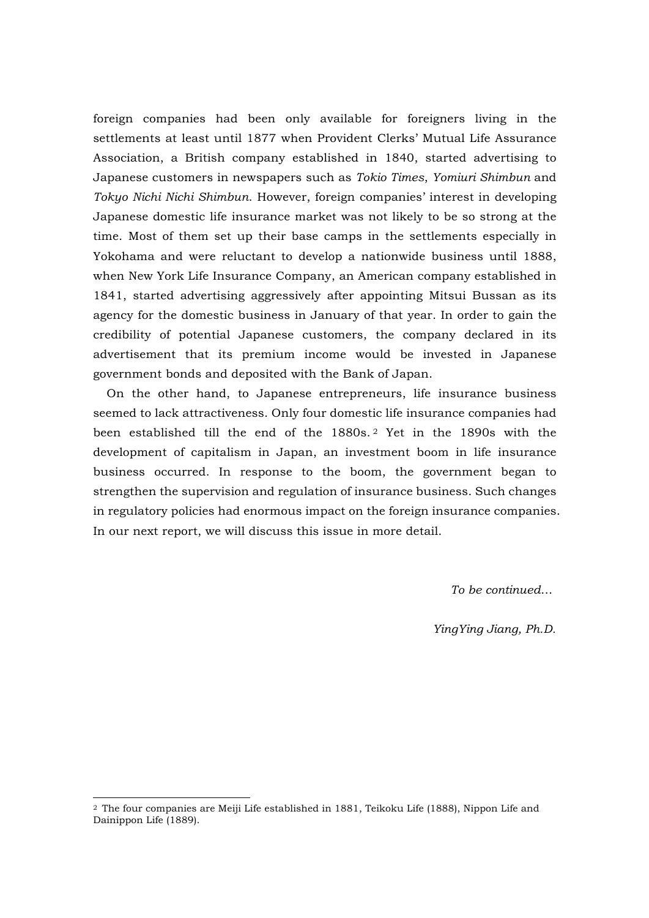foreign companies had been only available for foreigners living in the settlements at least until 1877 when Provident Clerks' Mutual Life Assurance Association, a British company established in 1840, started advertising to Japanese customers in newspapers such as *Tokio Times*, *Yomiuri Shimbun* and *Tokyo Nichi Nichi Shimbun*. However, foreign companies' interest in developing Japanese domestic life insurance market was not likely to be so strong at the time. Most of them set up their base camps in the settlements especially in Yokohama and were reluctant to develop a nationwide business until 1888, when New York Life Insurance Company, an American company established in 1841, started advertising aggressively after appointing Mitsui Bussan as its agency for the domestic business in January of that year. In order to gain the credibility of potential Japanese customers, the company declared in its advertisement that its premium income would be invested in Japanese government bonds and deposited with the Bank of Japan.

On the other hand, to Japanese entrepreneurs, life insurance business seemed to lack attractiveness. Only four domestic life insurance companies had been established till the end of the 1880s.[2] Yet in the 1890s with the development of capitalism in Japan, an investment boom in life insurance business occurred. In response to the boom, the government began to strengthen the supervision and regulation of insurance business. Such changes in regulatory policies had enormous impact on the foreign insurance companies. In our next report, we will discuss this issue in more detail.

*To be continued…*

*YingYing Jiang, Ph.D.*

[2] The four companies are Meiji Life established in 1881, Teikoku Life (1888), Nippon Life and Dainippon Life (1889).